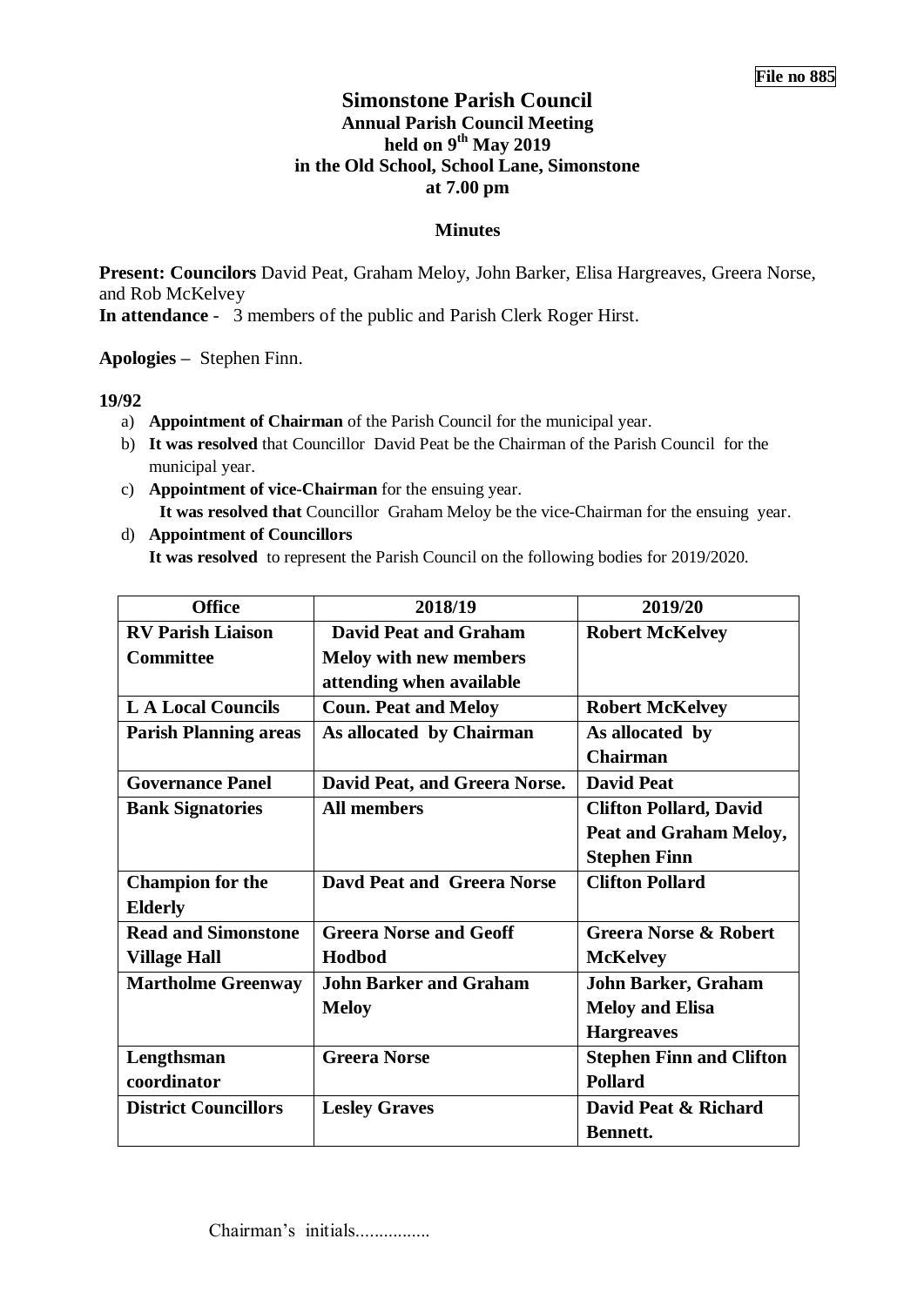**File no 885**

# Simonstone Parish Council
## Annual Parish Council Meeting
## held on 9th May 2019
## in the Old School, School Lane, Simonstone
## at 7.00 pm

### Minutes

**Present: Councilors** David Peat, Graham Meloy, John Barker, Elisa Hargreaves, Greera Norse, and Rob McKelvey
**In attendance** - 3 members of the public and Parish Clerk Roger Hirst.

**Apologies –** Stephen Finn.

**19/92**

a) **Appointment of Chairman** of the Parish Council for the municipal year.
b) **It was resolved** that Councillor David Peat be the Chairman of the Parish Council for the municipal year.
c) **Appointment of vice-Chairman** for the ensuing year.
   **It was resolved that** Councillor Graham Meloy be the vice-Chairman for the ensuing year.
d) **Appointment of Councillors**
   **It was resolved** to represent the Parish Council on the following bodies for 2019/2020.

| Office | 2018/19 | 2019/20 |
|---|---|---|
| **RV Parish Liaison Committee** | **David Peat and Graham Meloy with new members attending when available** | **Robert McKelvey** |
| **L A Local Councils** | **Coun. Peat and Meloy** | **Robert McKelvey** |
| **Parish Planning areas** | **As allocated by Chairman** | **As allocated by Chairman** |
| **Governance Panel** | **David Peat, and Greera Norse.** | **David Peat** |
| **Bank Signatories** | **All members** | **Clifton Pollard, David Peat and Graham Meloy, Stephen Finn** |
| **Champion for the Elderly** | **Davd Peat and Greera Norse** | **Clifton Pollard** |
| **Read and Simonstone Village Hall** | **Greera Norse and Geoff Hodbod** | **Greera Norse & Robert McKelvey** |
| **Martholme Greenway** | **John Barker and Graham Meloy** | **John Barker, Graham Meloy and Elisa Hargreaves** |
| **Lengthsman coordinator** | **Greera Norse** | **Stephen Finn and Clifton Pollard** |
| **District Councillors** | **Lesley Graves** | **David Peat & Richard Bennett.** |

Chairman's initials................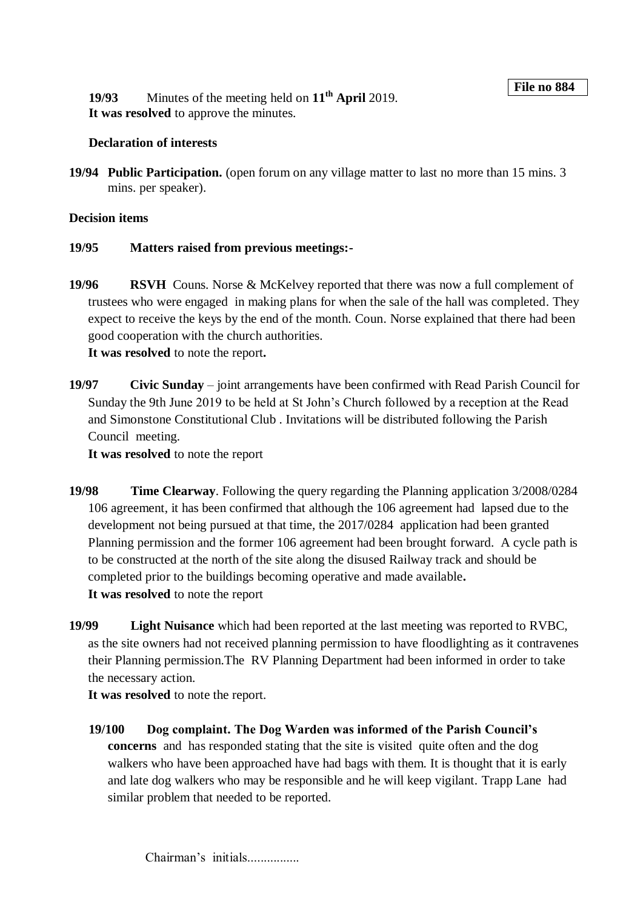**File no 884**

**19/93** Minutes of the meeting held on **11th April** 2019.
**It was resolved** to approve the minutes.

**Declaration of interests**

**19/94 Public Participation.** (open forum on any village matter to last no more than 15 mins. 3 mins. per speaker).

**Decision items**

**19/95 Matters raised from previous meetings:-**

**19/96 RSVH** Couns. Norse & McKelvey reported that there was now a full complement of trustees who were engaged in making plans for when the sale of the hall was completed. They expect to receive the keys by the end of the month. Coun. Norse explained that there had been good cooperation with the church authorities.
**It was resolved** to note the report**.**

**19/97 Civic Sunday** – joint arrangements have been confirmed with Read Parish Council for Sunday the 9th June 2019 to be held at St John's Church followed by a reception at the Read and Simonstone Constitutional Club . Invitations will be distributed following the Parish Council meeting.
**It was resolved** to note the report

**19/98 Time Clearway**. Following the query regarding the Planning application 3/2008/0284 106 agreement, it has been confirmed that although the 106 agreement had lapsed due to the development not being pursued at that time, the 2017/0284 application had been granted Planning permission and the former 106 agreement had been brought forward. A cycle path is to be constructed at the north of the site along the disused Railway track and should be completed prior to the buildings becoming operative and made available**.**
**It was resolved** to note the report

**19/99 Light Nuisance** which had been reported at the last meeting was reported to RVBC, as the site owners had not received planning permission to have floodlighting as it contravenes their Planning permission.The RV Planning Department had been informed in order to take the necessary action.
**It was resolved** to note the report.

**19/100 Dog complaint. The Dog Warden was informed of the Parish Council's concerns** and has responded stating that the site is visited quite often and the dog walkers who have been approached have had bags with them. It is thought that it is early and late dog walkers who may be responsible and he will keep vigilant. Trapp Lane had similar problem that needed to be reported.

Chairman's initials................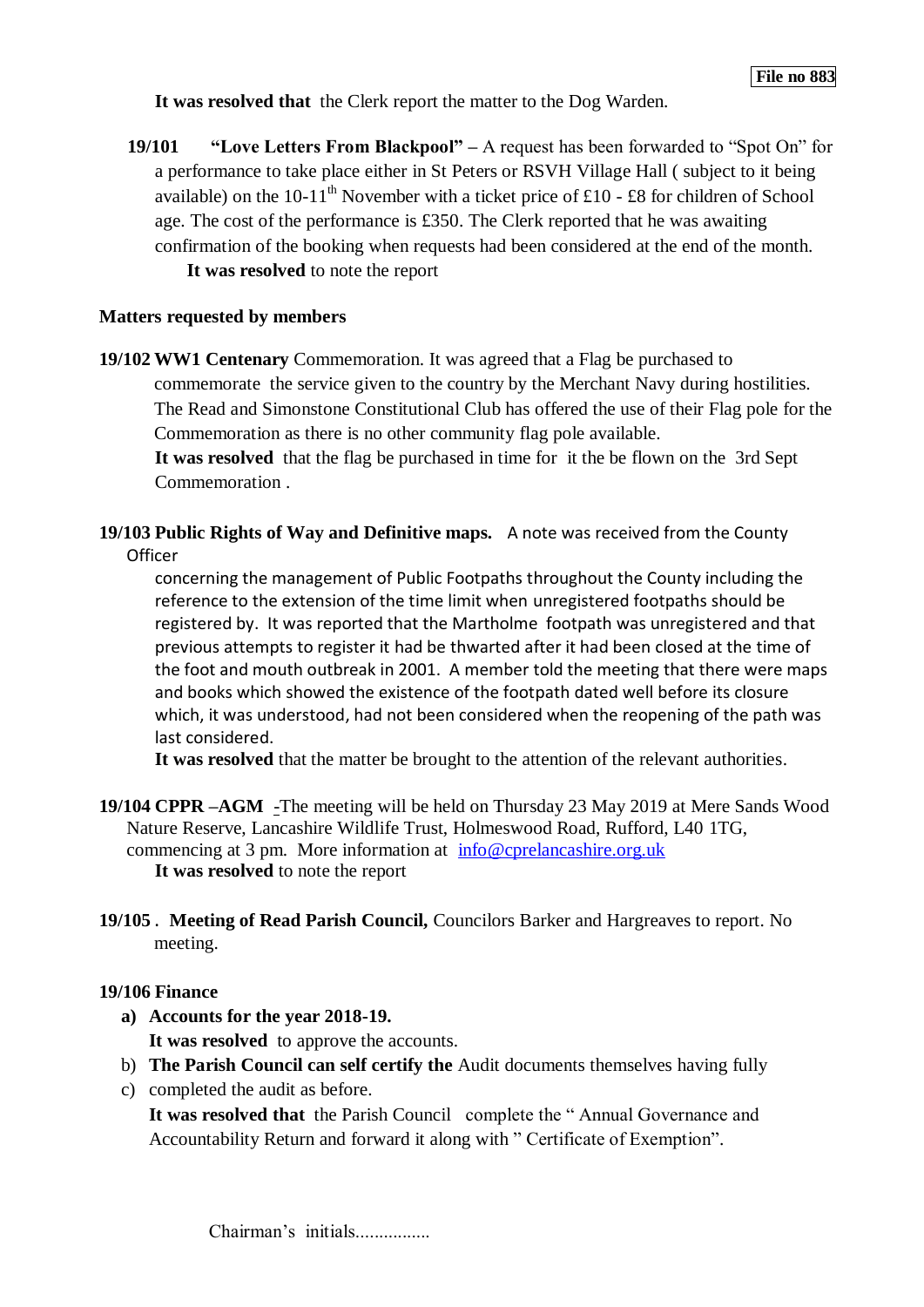File no 883

**It was resolved that** the Clerk report the matter to the Dog Warden.

**19/101** **"Love Letters From Blackpool" –** A request has been forwarded to "Spot On" for a performance to take place either in St Peters or RSVH Village Hall ( subject to it being available) on the 10-11th November with a ticket price of £10 - £8 for children of School age. The cost of the performance is £350. The Clerk reported that he was awaiting confirmation of the booking when requests had been considered at the end of the month.
**It was resolved** to note the report

**Matters requested by members**

**19/102 WW1 Centenary** Commemoration. It was agreed that a Flag be purchased to commemorate the service given to the country by the Merchant Navy during hostilities. The Read and Simonstone Constitutional Club has offered the use of their Flag pole for the Commemoration as there is no other community flag pole available.
**It was resolved** that the flag be purchased in time for it the be flown on the 3rd Sept Commemoration .

**19/103 Public Rights of Way and Definitive maps.** A note was received from the County Officer concerning the management of Public Footpaths throughout the County including the reference to the extension of the time limit when unregistered footpaths should be registered by. It was reported that the Martholme footpath was unregistered and that previous attempts to register it had be thwarted after it had been closed at the time of the foot and mouth outbreak in 2001. A member told the meeting that there were maps and books which showed the existence of the footpath dated well before its closure which, it was understood, had not been considered when the reopening of the path was last considered.
**It was resolved** that the matter be brought to the attention of the relevant authorities.

**19/104 CPPR –AGM** -The meeting will be held on Thursday 23 May 2019 at Mere Sands Wood Nature Reserve, Lancashire Wildlife Trust, Holmeswood Road, Rufford, L40 1TG, commencing at 3 pm. More information at info@cprelancashire.org.uk
**It was resolved** to note the report

**19/105 . Meeting of Read Parish Council,** Councilors Barker and Hargreaves to report. No meeting.

**19/106 Finance**

**a) Accounts for the year 2018-19.**
**It was resolved** to approve the accounts.

b) **The Parish Council can self certify the** Audit documents themselves having fully

c) completed the audit as before.
**It was resolved that** the Parish Council complete the " Annual Governance and Accountability Return and forward it along with " Certificate of Exemption".

Chairman's initials................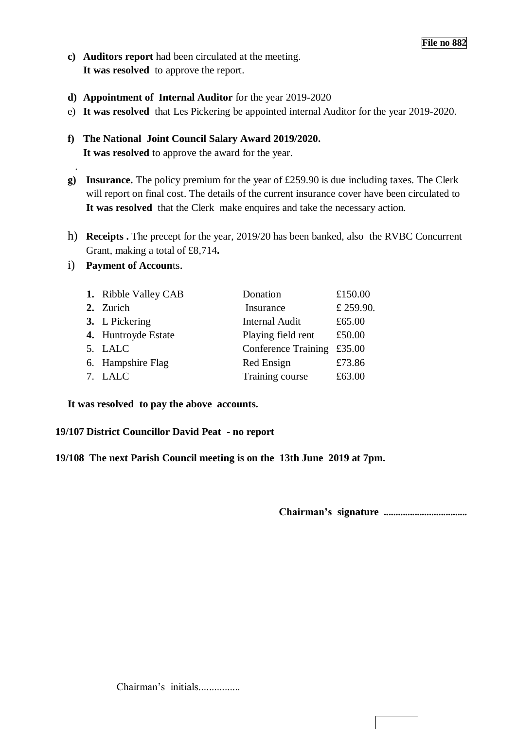File no 882

**c) Auditors report** had been circulated at the meeting.
**It was resolved** to approve the report.

**d) Appointment of Internal Auditor** for the year 2019-2020

e) **It was resolved** that Les Pickering be appointed internal Auditor for the year 2019-2020.

**f) The National Joint Council Salary Award 2019/2020.**
**It was resolved** to approve the award for the year.

.

**g) Insurance.** The policy premium for the year of £259.90 is due including taxes. The Clerk will report on final cost. The details of the current insurance cover have been circulated to **It was resolved** that the Clerk make enquires and take the necessary action.

h) **Receipts .** The precept for the year, 2019/20 has been banked, also the RVBC Concurrent Grant, making a total of £8,714**.**

i) **Payment of Accoun**ts.

| | | |
|---|---|---|
| **1.** Ribble Valley CAB | Donation | £150.00 |
| **2.** Zurich | Insurance | £ 259.90. |
| **3.** L Pickering | Internal Audit | £65.00 |
| **4.** Huntroyde Estate | Playing field rent | £50.00 |
| 5. LALC | Conference Training | £35.00 |
| 6. Hampshire Flag | Red Ensign | £73.86 |
| 7. LALC | Training course | £63.00 |

**It was resolved to pay the above accounts.**

**19/107 District Councillor David Peat - no report**

**19/108 The next Parish Council meeting is on the 13th June 2019 at 7pm.**

**Chairman's signature ..................................**

Chairman's initials................